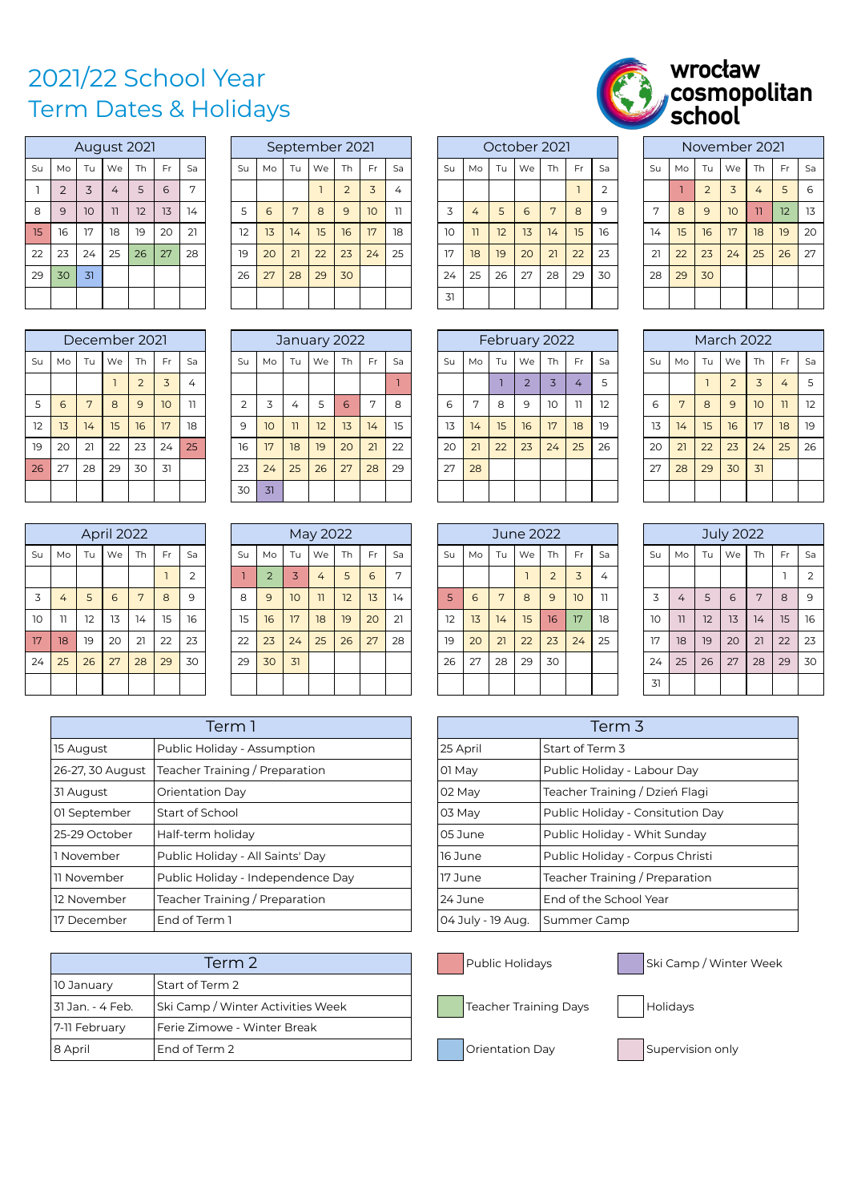# 2021/22 School Year
## Term Dates & Holidays

wrocław cosmopolitan school

### August 2021

| Su | Mo | Tu | We | Th | Fr | Sa |
|---|---|---|---|---|---|---|
| 1 | 2 | 3 | 4 | 5 | 6 | 7 |
| 8 | 9 | 10 | 11 | 12 | 13 | 14 |
| 15 | 16 | 17 | 18 | 19 | 20 | 21 |
| 22 | 23 | 24 | 25 | 26 | 27 | 28 |
| 29 | 30 | 31 | | | | |

### September 2021

| Su | Mo | Tu | We | Th | Fr | Sa |
|---|---|---|---|---|---|---|
| | | | 1 | 2 | 3 | 4 |
| 5 | 6 | 7 | 8 | 9 | 10 | 11 |
| 12 | 13 | 14 | 15 | 16 | 17 | 18 |
| 19 | 20 | 21 | 22 | 23 | 24 | 25 |
| 26 | 27 | 28 | 29 | 30 | | |

### October 2021

| Su | Mo | Tu | We | Th | Fr | Sa |
|---|---|---|---|---|---|---|
| | | | | | 1 | 2 |
| 3 | 4 | 5 | 6 | 7 | 8 | 9 |
| 10 | 11 | 12 | 13 | 14 | 15 | 16 |
| 17 | 18 | 19 | 20 | 21 | 22 | 23 |
| 24 | 25 | 26 | 27 | 28 | 29 | 30 |
| 31 | | | | | | |

### November 2021

| Su | Mo | Tu | We | Th | Fr | Sa |
|---|---|---|---|---|---|---|
| | 1 | 2 | 3 | 4 | 5 | 6 |
| 7 | 8 | 9 | 10 | 11 | 12 | 13 |
| 14 | 15 | 16 | 17 | 18 | 19 | 20 |
| 21 | 22 | 23 | 24 | 25 | 26 | 27 |
| 28 | 29 | 30 | | | | |

### December 2021

| Su | Mo | Tu | We | Th | Fr | Sa |
|---|---|---|---|---|---|---|
| | | | 1 | 2 | 3 | 4 |
| 5 | 6 | 7 | 8 | 9 | 10 | 11 |
| 12 | 13 | 14 | 15 | 16 | 17 | 18 |
| 19 | 20 | 21 | 22 | 23 | 24 | 25 |
| 26 | 27 | 28 | 29 | 30 | 31 | |

### January 2022

| Su | Mo | Tu | We | Th | Fr | Sa |
|---|---|---|---|---|---|---|
| | | | | | | 1 |
| 2 | 3 | 4 | 5 | 6 | 7 | 8 |
| 9 | 10 | 11 | 12 | 13 | 14 | 15 |
| 16 | 17 | 18 | 19 | 20 | 21 | 22 |
| 23 | 24 | 25 | 26 | 27 | 28 | 29 |
| 30 | 31 | | | | | |

### February 2022

| Su | Mo | Tu | We | Th | Fr | Sa |
|---|---|---|---|---|---|---|
| | | 1 | 2 | 3 | 4 | 5 |
| 6 | 7 | 8 | 9 | 10 | 11 | 12 |
| 13 | 14 | 15 | 16 | 17 | 18 | 19 |
| 20 | 21 | 22 | 23 | 24 | 25 | 26 |
| 27 | 28 | | | | | |

### March 2022

| Su | Mo | Tu | We | Th | Fr | Sa |
|---|---|---|---|---|---|---|
| | | 1 | 2 | 3 | 4 | 5 |
| 6 | 7 | 8 | 9 | 10 | 11 | 12 |
| 13 | 14 | 15 | 16 | 17 | 18 | 19 |
| 20 | 21 | 22 | 23 | 24 | 25 | 26 |
| 27 | 28 | 29 | 30 | 31 | | |

### April 2022

| Su | Mo | Tu | We | Th | Fr | Sa |
|---|---|---|---|---|---|---|
| | | | | | 1 | 2 |
| 3 | 4 | 5 | 6 | 7 | 8 | 9 |
| 10 | 11 | 12 | 13 | 14 | 15 | 16 |
| 17 | 18 | 19 | 20 | 21 | 22 | 23 |
| 24 | 25 | 26 | 27 | 28 | 29 | 30 |

### May 2022

| Su | Mo | Tu | We | Th | Fr | Sa |
|---|---|---|---|---|---|---|
| 1 | 2 | 3 | 4 | 5 | 6 | 7 |
| 8 | 9 | 10 | 11 | 12 | 13 | 14 |
| 15 | 16 | 17 | 18 | 19 | 20 | 21 |
| 22 | 23 | 24 | 25 | 26 | 27 | 28 |
| 29 | 30 | 31 | | | | |

### June 2022

| Su | Mo | Tu | We | Th | Fr | Sa |
|---|---|---|---|---|---|---|
| | | | 1 | 2 | 3 | 4 |
| 5 | 6 | 7 | 8 | 9 | 10 | 11 |
| 12 | 13 | 14 | 15 | 16 | 17 | 18 |
| 19 | 20 | 21 | 22 | 23 | 24 | 25 |
| 26 | 27 | 28 | 29 | 30 | | |

### July 2022

| Su | Mo | Tu | We | Th | Fr | Sa |
|---|---|---|---|---|---|---|
| | | | | | 1 | 2 |
| 3 | 4 | 5 | 6 | 7 | 8 | 9 |
| 10 | 11 | 12 | 13 | 14 | 15 | 16 |
| 17 | 18 | 19 | 20 | 21 | 22 | 23 |
| 24 | 25 | 26 | 27 | 28 | 29 | 30 |
| 31 | | | | | | |

| Term 1 | |
|---|---|
| 15 August | Public Holiday - Assumption |
| 26-27, 30 August | Teacher Training / Preparation |
| 31 August | Orientation Day |
| 01 September | Start of School |
| 25-29 October | Half-term holiday |
| 1 November | Public Holiday - All Saints' Day |
| 11 November | Public Holiday - Independence Day |
| 12 November | Teacher Training / Preparation |
| 17 December | End of Term 1 |

| Term 2 | |
|---|---|
| 10 January | Start of Term 2 |
| 31 Jan. - 4 Feb. | Ski Camp / Winter Activities Week |
| 7-11 February | Ferie Zimowe - Winter Break |
| 8 April | End of Term 2 |

| Term 3 | |
|---|---|
| 25 April | Start of Term 3 |
| 01 May | Public Holiday - Labour Day |
| 02 May | Teacher Training / Dzień Flagi |
| 03 May | Public Holiday - Consitution Day |
| 05 June | Public Holiday - Whit Sunday |
| 16 June | Public Holiday - Corpus Christi |
| 17 June | Teacher Training / Preparation |
| 24 June | End of the School Year |
| 04 July - 19 Aug. | Summer Camp |

Legend: Public Holidays · Ski Camp / Winter Week · Teacher Training Days · Holidays · Orientation Day · Supervision only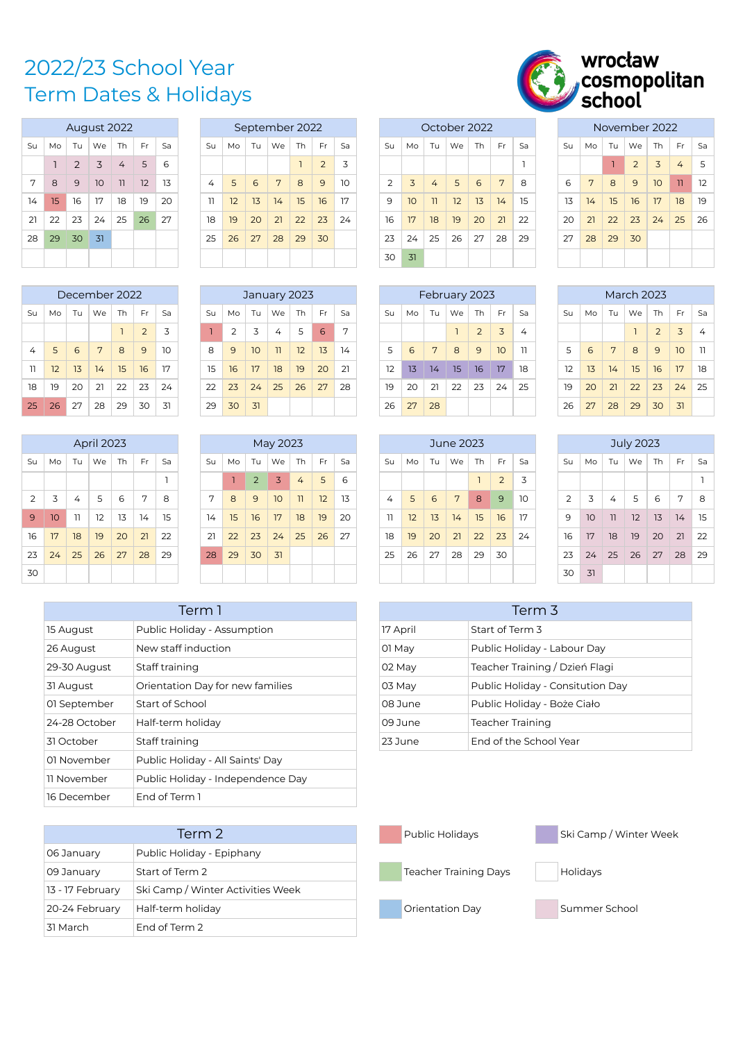# 2022/23 School Year
## Term Dates & Holidays

wrocław cosmopolitan school

### August 2022

| Su | Mo | Tu | We | Th | Fr | Sa |
|---|---|---|---|---|---|---|
| | 1 | 2 | 3 | 4 | 5 | 6 |
| 7 | 8 | 9 | 10 | 11 | 12 | 13 |
| 14 | 15 | 16 | 17 | 18 | 19 | 20 |
| 21 | 22 | 23 | 24 | 25 | 26 | 27 |
| 28 | 29 | 30 | 31 | | | |

### September 2022

| Su | Mo | Tu | We | Th | Fr | Sa |
|---|---|---|---|---|---|---|
| | | | | 1 | 2 | 3 |
| 4 | 5 | 6 | 7 | 8 | 9 | 10 |
| 11 | 12 | 13 | 14 | 15 | 16 | 17 |
| 18 | 19 | 20 | 21 | 22 | 23 | 24 |
| 25 | 26 | 27 | 28 | 29 | 30 | |

### October 2022

| Su | Mo | Tu | We | Th | Fr | Sa |
|---|---|---|---|---|---|---|
| | | | | | | 1 |
| 2 | 3 | 4 | 5 | 6 | 7 | 8 |
| 9 | 10 | 11 | 12 | 13 | 14 | 15 |
| 16 | 17 | 18 | 19 | 20 | 21 | 22 |
| 23 | 24 | 25 | 26 | 27 | 28 | 29 |
| 30 | 31 | | | | | |

### November 2022

| Su | Mo | Tu | We | Th | Fr | Sa |
|---|---|---|---|---|---|---|
| | | 1 | 2 | 3 | 4 | 5 |
| 6 | 7 | 8 | 9 | 10 | 11 | 12 |
| 13 | 14 | 15 | 16 | 17 | 18 | 19 |
| 20 | 21 | 22 | 23 | 24 | 25 | 26 |
| 27 | 28 | 29 | 30 | | | |

### December 2022

| Su | Mo | Tu | We | Th | Fr | Sa |
|---|---|---|---|---|---|---|
| | | | | 1 | 2 | 3 |
| 4 | 5 | 6 | 7 | 8 | 9 | 10 |
| 11 | 12 | 13 | 14 | 15 | 16 | 17 |
| 18 | 19 | 20 | 21 | 22 | 23 | 24 |
| 25 | 26 | 27 | 28 | 29 | 30 | 31 |

### January 2023

| Su | Mo | Tu | We | Th | Fr | Sa |
|---|---|---|---|---|---|---|
| 1 | 2 | 3 | 4 | 5 | 6 | 7 |
| 8 | 9 | 10 | 11 | 12 | 13 | 14 |
| 15 | 16 | 17 | 18 | 19 | 20 | 21 |
| 22 | 23 | 24 | 25 | 26 | 27 | 28 |
| 29 | 30 | 31 | | | | |

### February 2023

| Su | Mo | Tu | We | Th | Fr | Sa |
|---|---|---|---|---|---|---|
| | | | 1 | 2 | 3 | 4 |
| 5 | 6 | 7 | 8 | 9 | 10 | 11 |
| 12 | 13 | 14 | 15 | 16 | 17 | 18 |
| 19 | 20 | 21 | 22 | 23 | 24 | 25 |
| 26 | 27 | 28 | | | | |

### March 2023

| Su | Mo | Tu | We | Th | Fr | Sa |
|---|---|---|---|---|---|---|
| | | | 1 | 2 | 3 | 4 |
| 5 | 6 | 7 | 8 | 9 | 10 | 11 |
| 12 | 13 | 14 | 15 | 16 | 17 | 18 |
| 19 | 20 | 21 | 22 | 23 | 24 | 25 |
| 26 | 27 | 28 | 29 | 30 | 31 | |

### April 2023

| Su | Mo | Tu | We | Th | Fr | Sa |
|---|---|---|---|---|---|---|
| | | | | | | 1 |
| 2 | 3 | 4 | 5 | 6 | 7 | 8 |
| 9 | 10 | 11 | 12 | 13 | 14 | 15 |
| 16 | 17 | 18 | 19 | 20 | 21 | 22 |
| 23 | 24 | 25 | 26 | 27 | 28 | 29 |
| 30 | | | | | | |

### May 2023

| Su | Mo | Tu | We | Th | Fr | Sa |
|---|---|---|---|---|---|---|
| | 1 | 2 | 3 | 4 | 5 | 6 |
| 7 | 8 | 9 | 10 | 11 | 12 | 13 |
| 14 | 15 | 16 | 17 | 18 | 19 | 20 |
| 21 | 22 | 23 | 24 | 25 | 26 | 27 |
| 28 | 29 | 30 | 31 | | | |

### June 2023

| Su | Mo | Tu | We | Th | Fr | Sa |
|---|---|---|---|---|---|---|
| | | | | 1 | 2 | 3 |
| 4 | 5 | 6 | 7 | 8 | 9 | 10 |
| 11 | 12 | 13 | 14 | 15 | 16 | 17 |
| 18 | 19 | 20 | 21 | 22 | 23 | 24 |
| 25 | 26 | 27 | 28 | 29 | 30 | |

### July 2023

| Su | Mo | Tu | We | Th | Fr | Sa |
|---|---|---|---|---|---|---|
| | | | | | | 1 |
| 2 | 3 | 4 | 5 | 6 | 7 | 8 |
| 9 | 10 | 11 | 12 | 13 | 14 | 15 |
| 16 | 17 | 18 | 19 | 20 | 21 | 22 |
| 23 | 24 | 25 | 26 | 27 | 28 | 29 |
| 30 | 31 | | | | | |

### Term 1

| | |
|---|---|
| 15 August | Public Holiday - Assumption |
| 26 August | New staff induction |
| 29-30 August | Staff training |
| 31 August | Orientation Day for new families |
| 01 September | Start of School |
| 24-28 October | Half-term holiday |
| 31 October | Staff training |
| 01 November | Public Holiday - All Saints' Day |
| 11 November | Public Holiday - Independence Day |
| 16 December | End of Term 1 |

### Term 2

| | |
|---|---|
| 06 January | Public Holiday - Epiphany |
| 09 January | Start of Term 2 |
| 13 - 17 February | Ski Camp / Winter Activities Week |
| 20-24 February | Half-term holiday |
| 31 March | End of Term 2 |

### Term 3

| | |
|---|---|
| 17 April | Start of Term 3 |
| 01 May | Public Holiday - Labour Day |
| 02 May | Teacher Training / Dzień Flagi |
| 03 May | Public Holiday - Consitution Day |
| 08 June | Public Holiday - Boże Ciało |
| 09 June | Teacher Training |
| 23 June | End of the School Year |

Public Holidays

Teacher Training Days

Orientation Day

Ski Camp / Winter Week

Holidays

Summer School